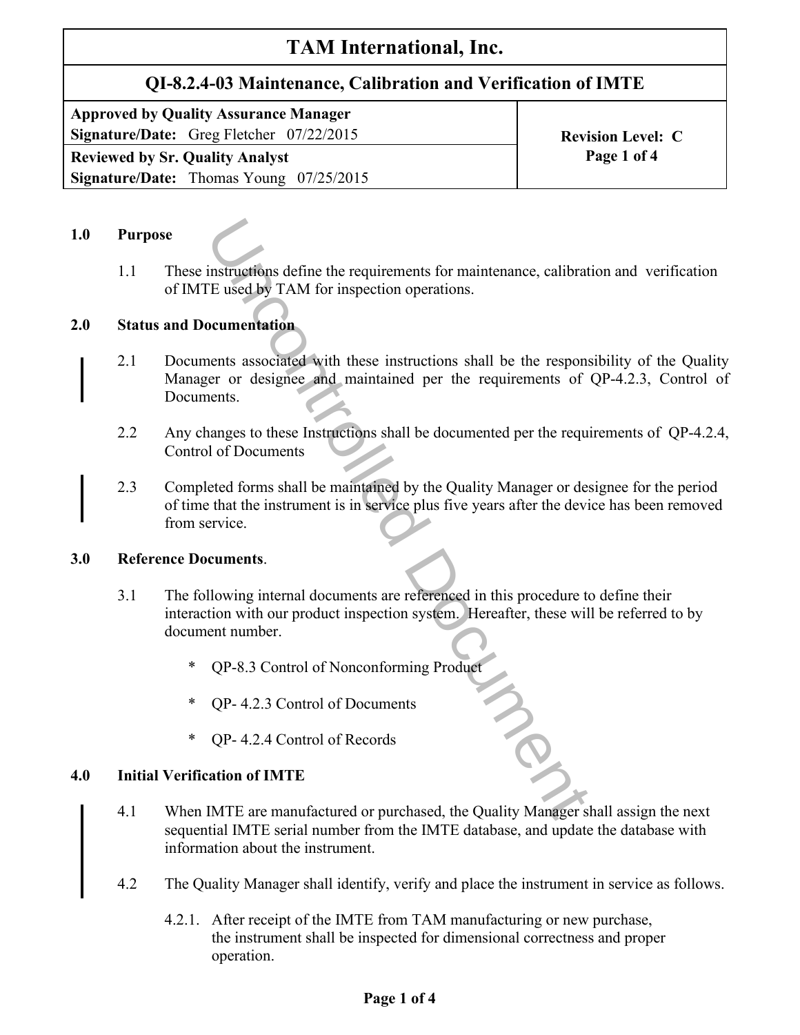# TAM International, Inc.

## QI-8.2.4-03 Maintenance, Calibration and Verification of IMTE

| | |
|---|---|
| **Approved by Quality Assurance Manager**<br>**Signature/Date:** Greg Fletcher 07/22/2015 | **Revision Level: C**<br>**Page 1 of 4** |
| **Reviewed by Sr. Quality Analyst**<br>**Signature/Date:** Thomas Young 07/25/2015 | |

**1.0 Purpose**

1.1 These instructions define the requirements for maintenance, calibration and verification of IMTE used by TAM for inspection operations.

**2.0 Status and Documentation**

2.1 Documents associated with these instructions shall be the responsibility of the Quality Manager or designee and maintained per the requirements of QP-4.2.3, Control of Documents.

2.2 Any changes to these Instructions shall be documented per the requirements of QP-4.2.4, Control of Documents

2.3 Completed forms shall be maintained by the Quality Manager or designee for the period of time that the instrument is in service plus five years after the device has been removed from service.

**3.0 Reference Documents**.

3.1 The following internal documents are referenced in this procedure to define their interaction with our product inspection system. Hereafter, these will be referred to by document number.

- QP-8.3 Control of Nonconforming Product
- QP- 4.2.3 Control of Documents
- QP- 4.2.4 Control of Records

**4.0 Initial Verification of IMTE**

4.1 When IMTE are manufactured or purchased, the Quality Manager shall assign the next sequential IMTE serial number from the IMTE database, and update the database with information about the instrument.

4.2 The Quality Manager shall identify, verify and place the instrument in service as follows.

4.2.1. After receipt of the IMTE from TAM manufacturing or new purchase, the instrument shall be inspected for dimensional correctness and proper operation.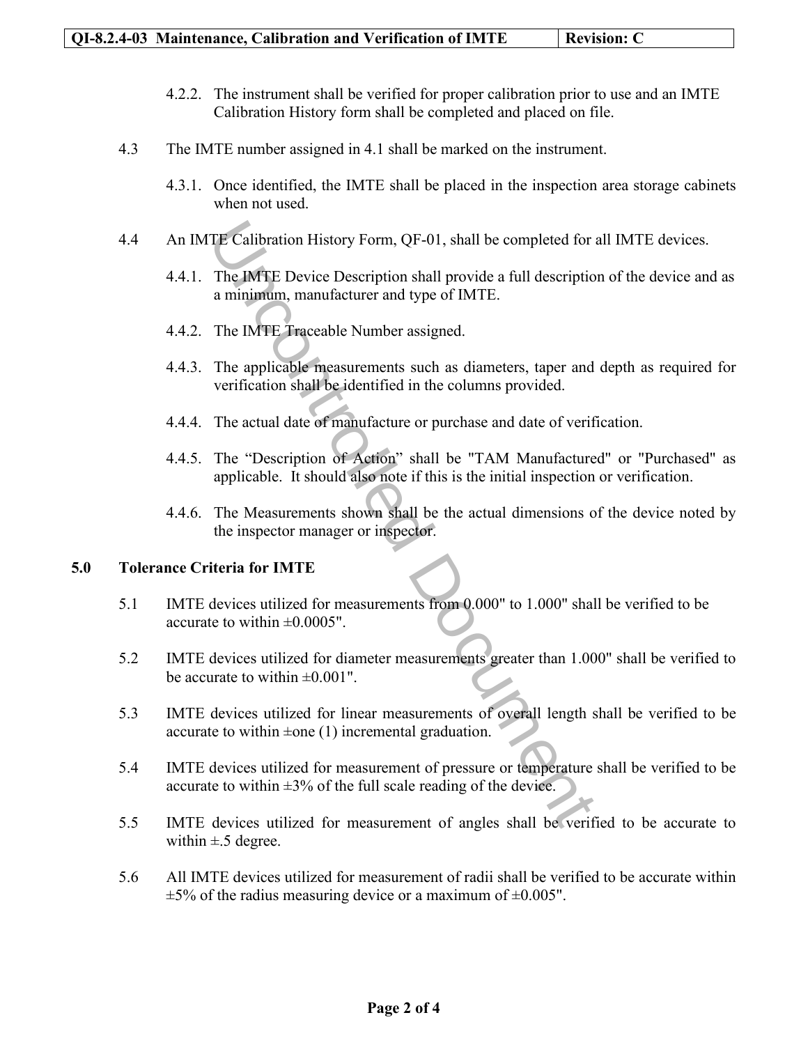4.2.2. The instrument shall be verified for proper calibration prior to use and an IMTE Calibration History form shall be completed and placed on file.

4.3 The IMTE number assigned in 4.1 shall be marked on the instrument.

4.3.1. Once identified, the IMTE shall be placed in the inspection area storage cabinets when not used.

4.4 An IMTE Calibration History Form, QF-01, shall be completed for all IMTE devices.

4.4.1. The IMTE Device Description shall provide a full description of the device and as a minimum, manufacturer and type of IMTE.

4.4.2. The IMTE Traceable Number assigned.

4.4.3. The applicable measurements such as diameters, taper and depth as required for verification shall be identified in the columns provided.

4.4.4. The actual date of manufacture or purchase and date of verification.

4.4.5. The "Description of Action" shall be "TAM Manufactured" or "Purchased" as applicable. It should also note if this is the initial inspection or verification.

4.4.6. The Measurements shown shall be the actual dimensions of the device noted by the inspector manager or inspector.

## 5.0 Tolerance Criteria for IMTE

5.1 IMTE devices utilized for measurements from 0.000" to 1.000" shall be verified to be accurate to within ±0.0005".

5.2 IMTE devices utilized for diameter measurements greater than 1.000" shall be verified to be accurate to within ±0.001".

5.3 IMTE devices utilized for linear measurements of overall length shall be verified to be accurate to within ±one (1) incremental graduation.

5.4 IMTE devices utilized for measurement of pressure or temperature shall be verified to be accurate to within ±3% of the full scale reading of the device.

5.5 IMTE devices utilized for measurement of angles shall be verified to be accurate to within ±.5 degree.

5.6 All IMTE devices utilized for measurement of radii shall be verified to be accurate within ±5% of the radius measuring device or a maximum of ±0.005".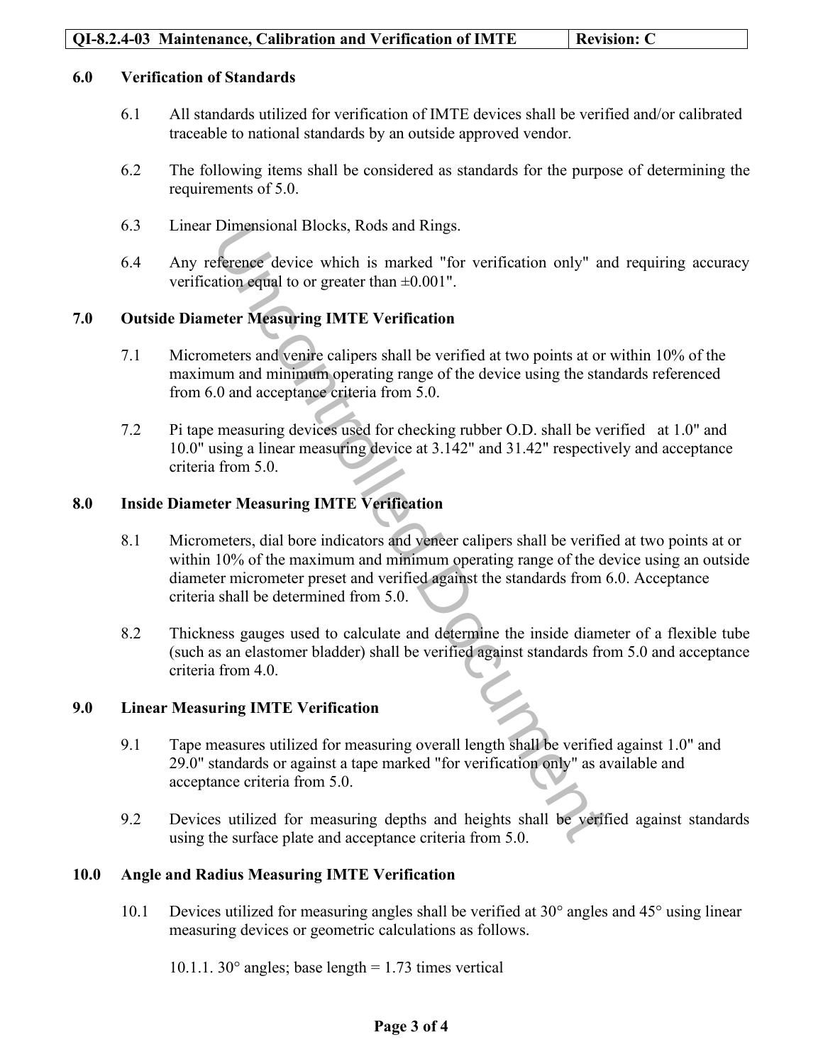## 6.0 Verification of Standards

6.1 All standards utilized for verification of IMTE devices shall be verified and/or calibrated traceable to national standards by an outside approved vendor.

6.2 The following items shall be considered as standards for the purpose of determining the requirements of 5.0.

6.3 Linear Dimensional Blocks, Rods and Rings.

6.4 Any reference device which is marked "for verification only" and requiring accuracy verification equal to or greater than ±0.001".

## 7.0 Outside Diameter Measuring IMTE Verification

7.1 Micrometers and venire calipers shall be verified at two points at or within 10% of the maximum and minimum operating range of the device using the standards referenced from 6.0 and acceptance criteria from 5.0.

7.2 Pi tape measuring devices used for checking rubber O.D. shall be verified at 1.0" and 10.0" using a linear measuring device at 3.142" and 31.42" respectively and acceptance criteria from 5.0.

## 8.0 Inside Diameter Measuring IMTE Verification

8.1 Micrometers, dial bore indicators and veneer calipers shall be verified at two points at or within 10% of the maximum and minimum operating range of the device using an outside diameter micrometer preset and verified against the standards from 6.0. Acceptance criteria shall be determined from 5.0.

8.2 Thickness gauges used to calculate and determine the inside diameter of a flexible tube (such as an elastomer bladder) shall be verified against standards from 5.0 and acceptance criteria from 4.0.

## 9.0 Linear Measuring IMTE Verification

9.1 Tape measures utilized for measuring overall length shall be verified against 1.0" and 29.0" standards or against a tape marked "for verification only" as available and acceptance criteria from 5.0.

9.2 Devices utilized for measuring depths and heights shall be verified against standards using the surface plate and acceptance criteria from 5.0.

## 10.0 Angle and Radius Measuring IMTE Verification

10.1 Devices utilized for measuring angles shall be verified at 30° angles and 45° using linear measuring devices or geometric calculations as follows.

10.1.1. 30° angles; base length = 1.73 times vertical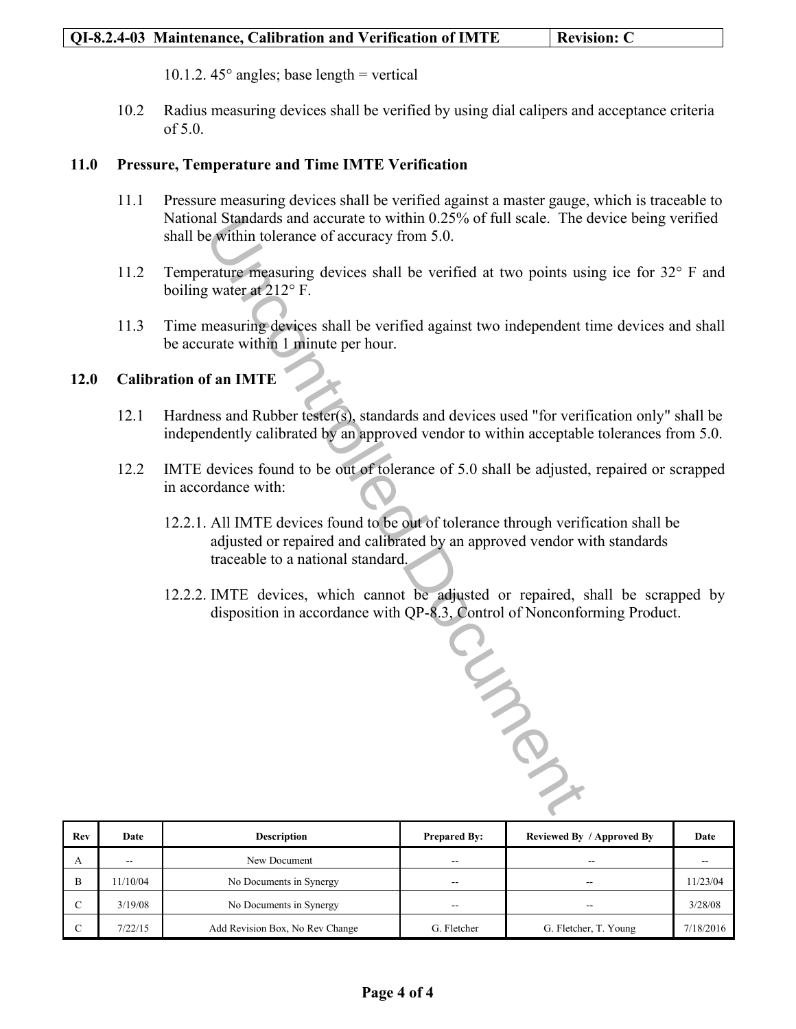10.1.2. 45° angles; base length = vertical

10.2 Radius measuring devices shall be verified by using dial calipers and acceptance criteria of 5.0.

## 11.0 Pressure, Temperature and Time IMTE Verification

11.1 Pressure measuring devices shall be verified against a master gauge, which is traceable to National Standards and accurate to within 0.25% of full scale. The device being verified shall be within tolerance of accuracy from 5.0.

11.2 Temperature measuring devices shall be verified at two points using ice for 32° F and boiling water at 212° F.

11.3 Time measuring devices shall be verified against two independent time devices and shall be accurate within 1 minute per hour.

## 12.0 Calibration of an IMTE

12.1 Hardness and Rubber tester(s), standards and devices used "for verification only" shall be independently calibrated by an approved vendor to within acceptable tolerances from 5.0.

12.2 IMTE devices found to be out of tolerance of 5.0 shall be adjusted, repaired or scrapped in accordance with:

12.2.1. All IMTE devices found to be out of tolerance through verification shall be adjusted or repaired and calibrated by an approved vendor with standards traceable to a national standard.

12.2.2. IMTE devices, which cannot be adjusted or repaired, shall be scrapped by disposition in accordance with QP-8.3, Control of Nonconforming Product.

| Rev | Date | Description | Prepared By: | Reviewed By / Approved By | Date |
|---|---|---|---|---|---|
| A | -- | New Document | -- | -- | -- |
| B | 11/10/04 | No Documents in Synergy | -- | -- | 11/23/04 |
| C | 3/19/08 | No Documents in Synergy | -- | -- | 3/28/08 |
| C | 7/22/15 | Add Revision Box, No Rev Change | G. Fletcher | G. Fletcher, T. Young | 7/18/2016 |